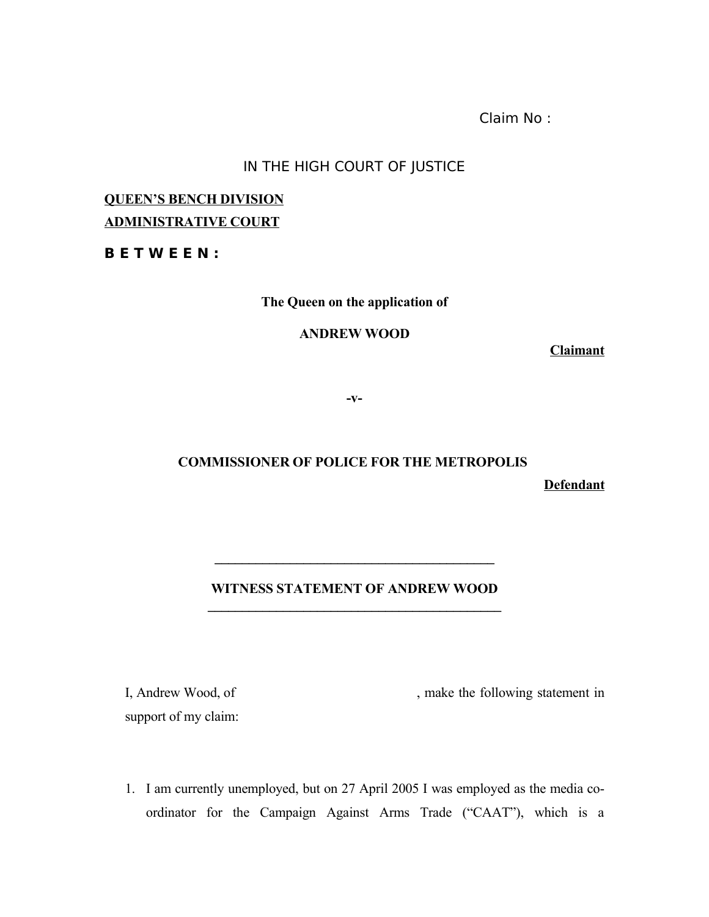Claim No :

IN THE HIGH COURT OF JUSTICE

**QUEEN'S BENCH DIVISION**
**ADMINISTRATIVE COURT**

**B E T W E E N :**

**The Queen on the application of**

**ANDREW WOOD**

**Claimant**

**-v-**

**COMMISSIONER OF POLICE FOR THE METROPOLIS**

**Defendant**

---

**WITNESS STATEMENT OF ANDREW WOOD**

---

I, Andrew Wood, of , make the following statement in support of my claim:

1. I am currently unemployed, but on 27 April 2005 I was employed as the media co-ordinator for the Campaign Against Arms Trade ("CAAT"), which is a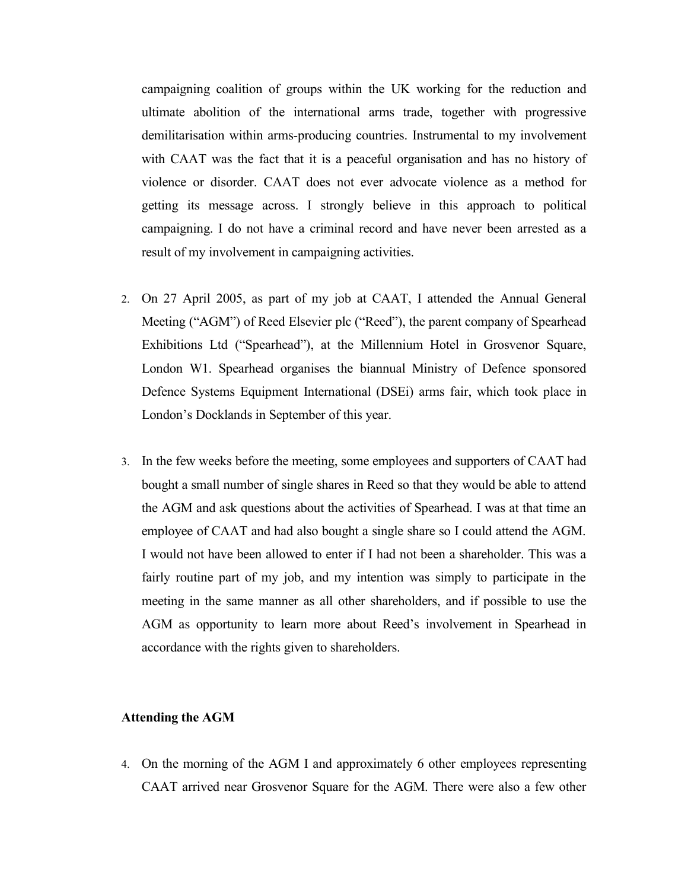campaigning coalition of groups within the UK working for the reduction and ultimate abolition of the international arms trade, together with progressive demilitarisation within arms-producing countries. Instrumental to my involvement with CAAT was the fact that it is a peaceful organisation and has no history of violence or disorder. CAAT does not ever advocate violence as a method for getting its message across. I strongly believe in this approach to political campaigning. I do not have a criminal record and have never been arrested as a result of my involvement in campaigning activities.

2. On 27 April 2005, as part of my job at CAAT, I attended the Annual General Meeting ("AGM") of Reed Elsevier plc ("Reed"), the parent company of Spearhead Exhibitions Ltd ("Spearhead"), at the Millennium Hotel in Grosvenor Square, London W1. Spearhead organises the biannual Ministry of Defence sponsored Defence Systems Equipment International (DSEi) arms fair, which took place in London's Docklands in September of this year.

3. In the few weeks before the meeting, some employees and supporters of CAAT had bought a small number of single shares in Reed so that they would be able to attend the AGM and ask questions about the activities of Spearhead. I was at that time an employee of CAAT and had also bought a single share so I could attend the AGM. I would not have been allowed to enter if I had not been a shareholder. This was a fairly routine part of my job, and my intention was simply to participate in the meeting in the same manner as all other shareholders, and if possible to use the AGM as opportunity to learn more about Reed's involvement in Spearhead in accordance with the rights given to shareholders.

**Attending the AGM**

4. On the morning of the AGM I and approximately 6 other employees representing CAAT arrived near Grosvenor Square for the AGM. There were also a few other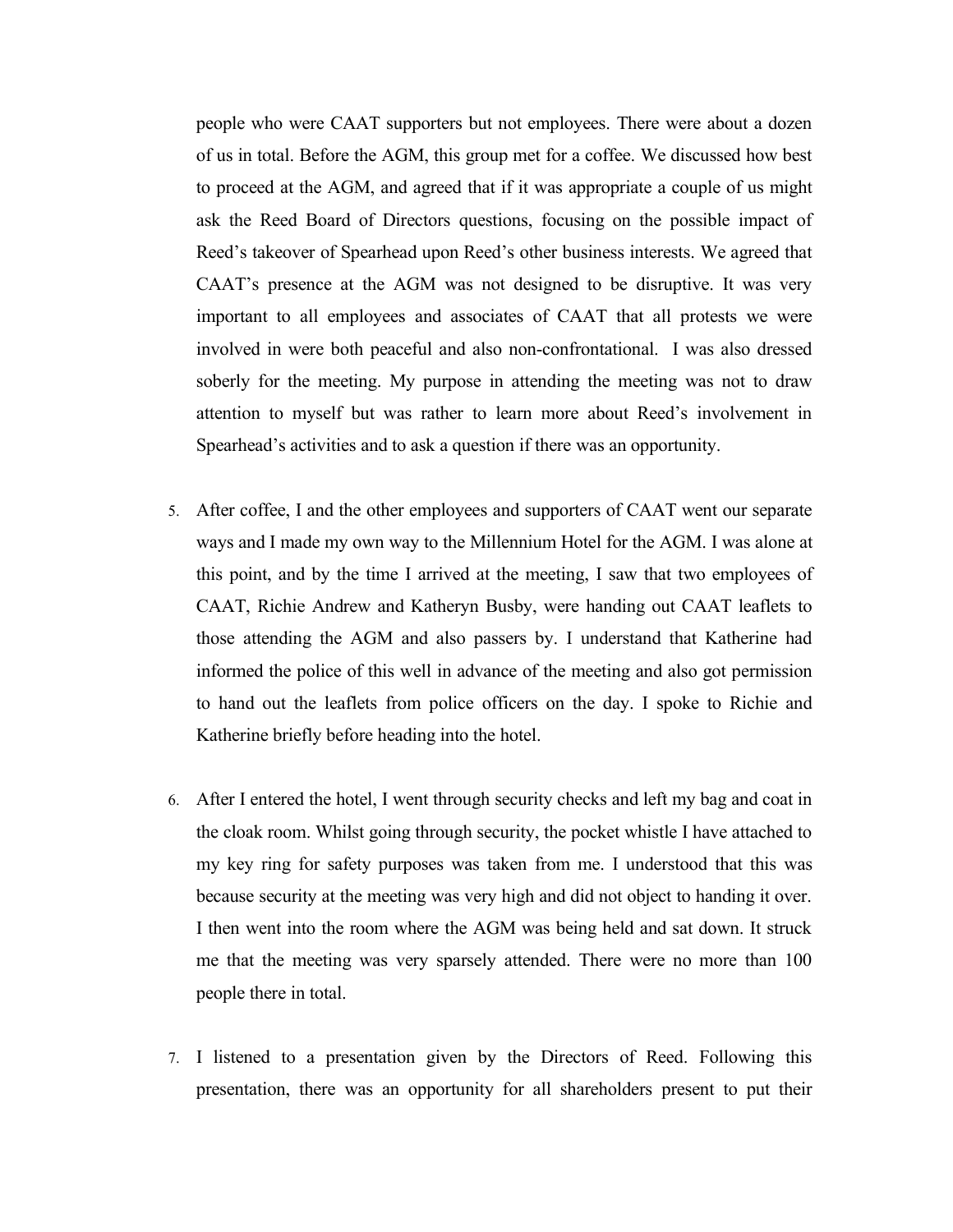people who were CAAT supporters but not employees. There were about a dozen of us in total. Before the AGM, this group met for a coffee. We discussed how best to proceed at the AGM, and agreed that if it was appropriate a couple of us might ask the Reed Board of Directors questions, focusing on the possible impact of Reed's takeover of Spearhead upon Reed's other business interests. We agreed that CAAT's presence at the AGM was not designed to be disruptive. It was very important to all employees and associates of CAAT that all protests we were involved in were both peaceful and also non-confrontational. I was also dressed soberly for the meeting. My purpose in attending the meeting was not to draw attention to myself but was rather to learn more about Reed's involvement in Spearhead's activities and to ask a question if there was an opportunity.

5. After coffee, I and the other employees and supporters of CAAT went our separate ways and I made my own way to the Millennium Hotel for the AGM. I was alone at this point, and by the time I arrived at the meeting, I saw that two employees of CAAT, Richie Andrew and Katheryn Busby, were handing out CAAT leaflets to those attending the AGM and also passers by. I understand that Katherine had informed the police of this well in advance of the meeting and also got permission to hand out the leaflets from police officers on the day. I spoke to Richie and Katherine briefly before heading into the hotel.

6. After I entered the hotel, I went through security checks and left my bag and coat in the cloak room. Whilst going through security, the pocket whistle I have attached to my key ring for safety purposes was taken from me. I understood that this was because security at the meeting was very high and did not object to handing it over. I then went into the room where the AGM was being held and sat down. It struck me that the meeting was very sparsely attended. There were no more than 100 people there in total.

7. I listened to a presentation given by the Directors of Reed. Following this presentation, there was an opportunity for all shareholders present to put their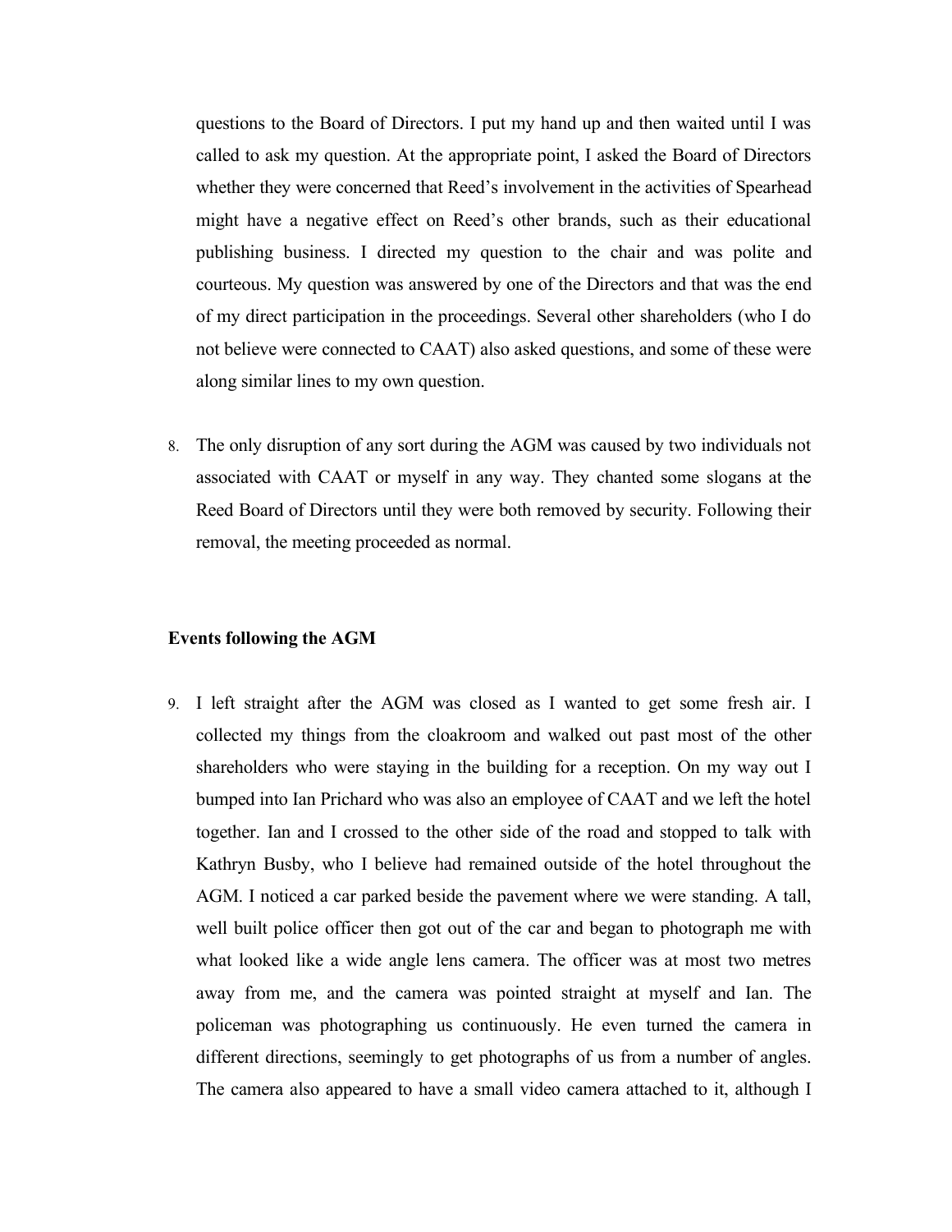questions to the Board of Directors. I put my hand up and then waited until I was called to ask my question. At the appropriate point, I asked the Board of Directors whether they were concerned that Reed's involvement in the activities of Spearhead might have a negative effect on Reed's other brands, such as their educational publishing business. I directed my question to the chair and was polite and courteous. My question was answered by one of the Directors and that was the end of my direct participation in the proceedings. Several other shareholders (who I do not believe were connected to CAAT) also asked questions, and some of these were along similar lines to my own question.

8. The only disruption of any sort during the AGM was caused by two individuals not associated with CAAT or myself in any way. They chanted some slogans at the Reed Board of Directors until they were both removed by security. Following their removal, the meeting proceeded as normal.

**Events following the AGM**

9. I left straight after the AGM was closed as I wanted to get some fresh air. I collected my things from the cloakroom and walked out past most of the other shareholders who were staying in the building for a reception. On my way out I bumped into Ian Prichard who was also an employee of CAAT and we left the hotel together. Ian and I crossed to the other side of the road and stopped to talk with Kathryn Busby, who I believe had remained outside of the hotel throughout the AGM. I noticed a car parked beside the pavement where we were standing. A tall, well built police officer then got out of the car and began to photograph me with what looked like a wide angle lens camera. The officer was at most two metres away from me, and the camera was pointed straight at myself and Ian. The policeman was photographing us continuously. He even turned the camera in different directions, seemingly to get photographs of us from a number of angles. The camera also appeared to have a small video camera attached to it, although I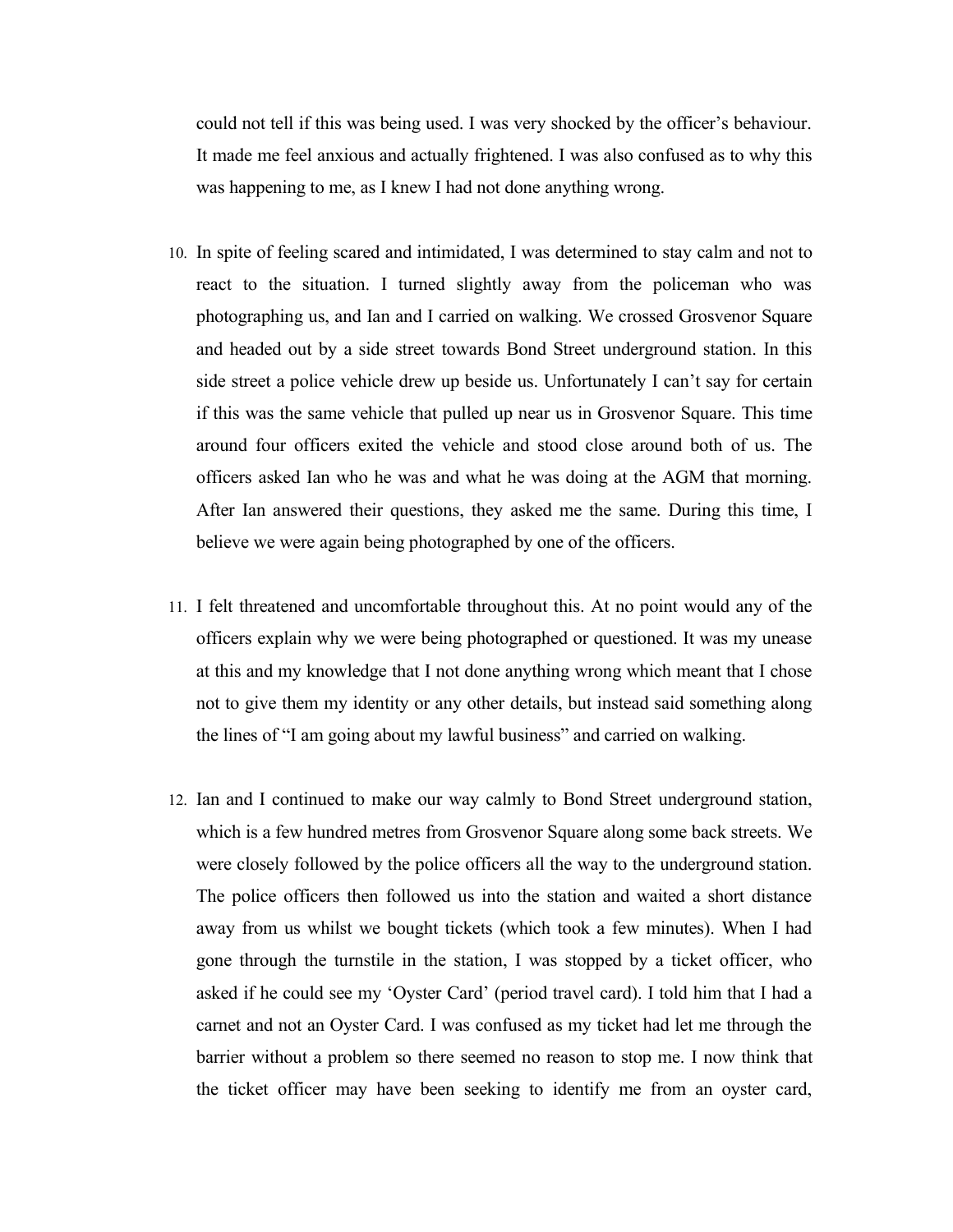could not tell if this was being used. I was very shocked by the officer's behaviour. It made me feel anxious and actually frightened. I was also confused as to why this was happening to me, as I knew I had not done anything wrong.

10. In spite of feeling scared and intimidated, I was determined to stay calm and not to react to the situation. I turned slightly away from the policeman who was photographing us, and Ian and I carried on walking. We crossed Grosvenor Square and headed out by a side street towards Bond Street underground station. In this side street a police vehicle drew up beside us. Unfortunately I can't say for certain if this was the same vehicle that pulled up near us in Grosvenor Square. This time around four officers exited the vehicle and stood close around both of us. The officers asked Ian who he was and what he was doing at the AGM that morning. After Ian answered their questions, they asked me the same. During this time, I believe we were again being photographed by one of the officers.

11. I felt threatened and uncomfortable throughout this. At no point would any of the officers explain why we were being photographed or questioned. It was my unease at this and my knowledge that I not done anything wrong which meant that I chose not to give them my identity or any other details, but instead said something along the lines of "I am going about my lawful business" and carried on walking.

12. Ian and I continued to make our way calmly to Bond Street underground station, which is a few hundred metres from Grosvenor Square along some back streets. We were closely followed by the police officers all the way to the underground station. The police officers then followed us into the station and waited a short distance away from us whilst we bought tickets (which took a few minutes). When I had gone through the turnstile in the station, I was stopped by a ticket officer, who asked if he could see my 'Oyster Card' (period travel card). I told him that I had a carnet and not an Oyster Card. I was confused as my ticket had let me through the barrier without a problem so there seemed no reason to stop me. I now think that the ticket officer may have been seeking to identify me from an oyster card,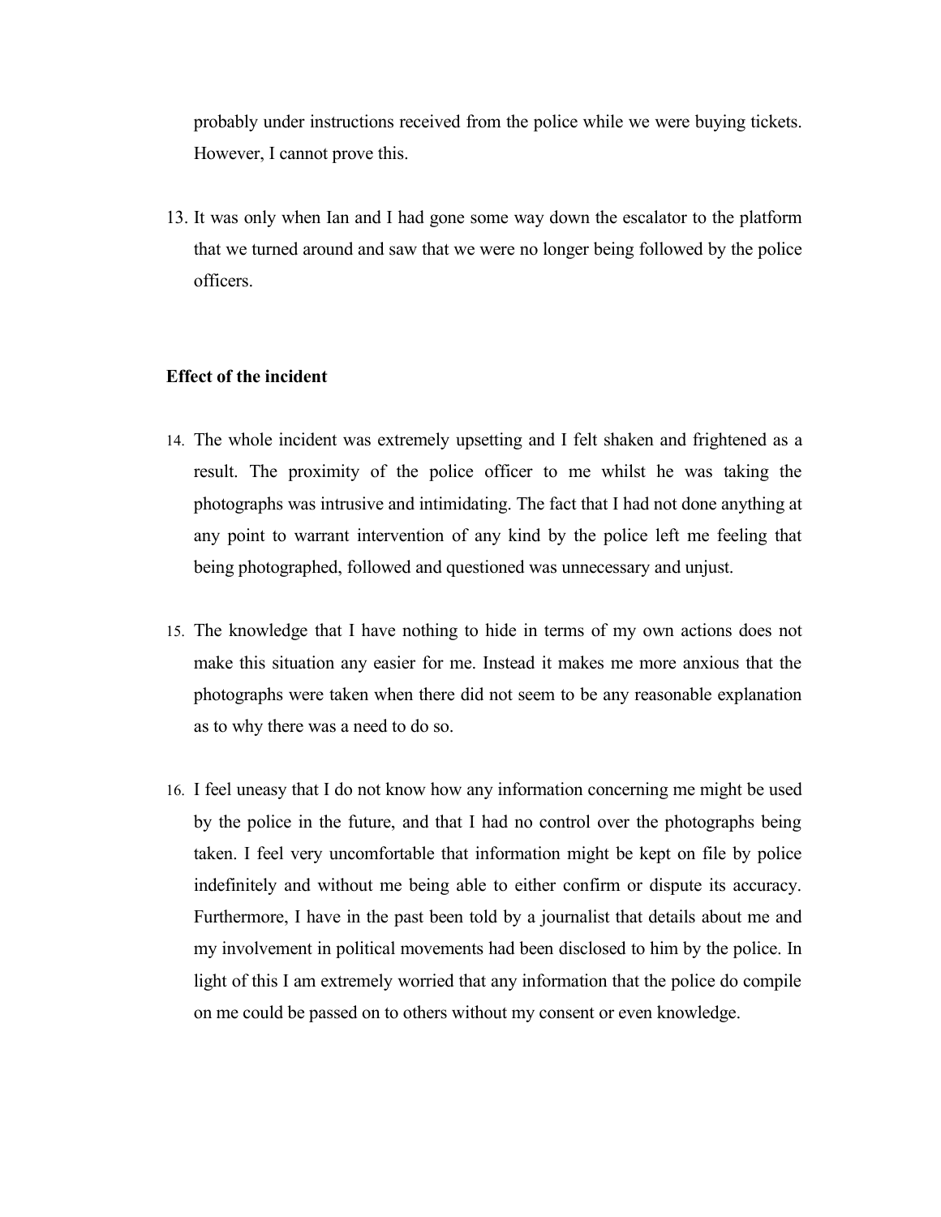probably under instructions received from the police while we were buying tickets. However, I cannot prove this.

13. It was only when Ian and I had gone some way down the escalator to the platform that we turned around and saw that we were no longer being followed by the police officers.

**Effect of the incident**

14. The whole incident was extremely upsetting and I felt shaken and frightened as a result. The proximity of the police officer to me whilst he was taking the photographs was intrusive and intimidating. The fact that I had not done anything at any point to warrant intervention of any kind by the police left me feeling that being photographed, followed and questioned was unnecessary and unjust.

15. The knowledge that I have nothing to hide in terms of my own actions does not make this situation any easier for me. Instead it makes me more anxious that the photographs were taken when there did not seem to be any reasonable explanation as to why there was a need to do so.

16. I feel uneasy that I do not know how any information concerning me might be used by the police in the future, and that I had no control over the photographs being taken. I feel very uncomfortable that information might be kept on file by police indefinitely and without me being able to either confirm or dispute its accuracy. Furthermore, I have in the past been told by a journalist that details about me and my involvement in political movements had been disclosed to him by the police. In light of this I am extremely worried that any information that the police do compile on me could be passed on to others without my consent or even knowledge.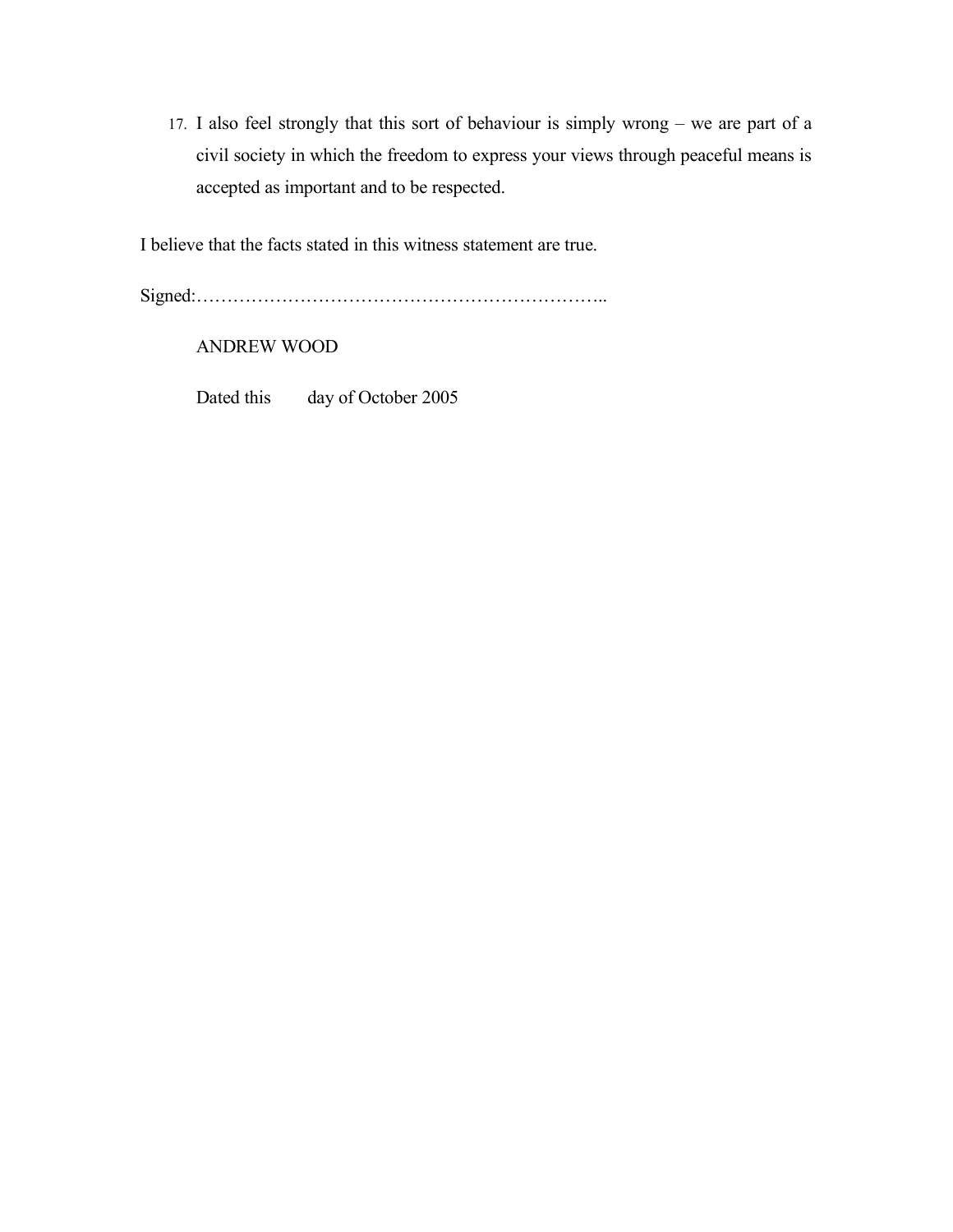17. I also feel strongly that this sort of behaviour is simply wrong – we are part of a civil society in which the freedom to express your views through peaceful means is accepted as important and to be respected.

I believe that the facts stated in this witness statement are true.

Signed:…………………………………………………………..

ANDREW WOOD

Dated this day of October 2005